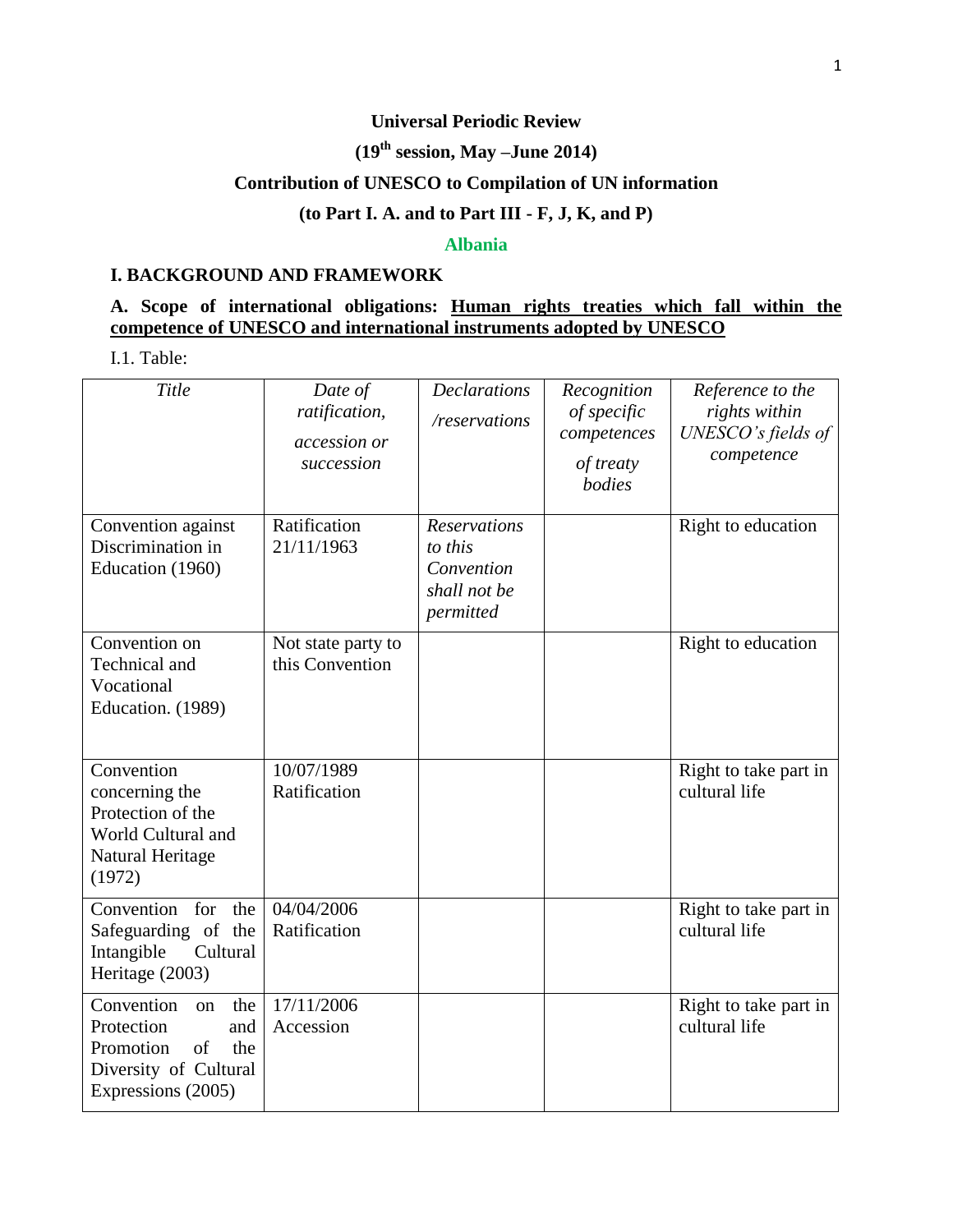**Universal Periodic Review**

**(19th session, May –June 2014)**

**Contribution of UNESCO to Compilation of UN information**

**(to Part I. A. and to Part III - F, J, K, and P)**

**Albania**

## I. BACKGROUND AND FRAMEWORK

### A. Scope of international obligations: <u>Human rights treaties which fall within the competence of UNESCO and international instruments adopted by UNESCO</u>

I.1. Table:

| *Title* | *Date of ratification, accession or succession* | *Declarations /reservations* | *Recognition of specific competences of treaty bodies* | *Reference to the rights within UNESCO's fields of competence* |
|---|---|---|---|---|
| Convention against Discrimination in Education (1960) | Ratification 21/11/1963 | *Reservations to this Convention shall not be permitted* | | Right to education |
| Convention on Technical and Vocational Education. (1989) | Not state party to this Convention | | | Right to education |
| Convention concerning the Protection of the World Cultural and Natural Heritage (1972) | 10/07/1989 Ratification | | | Right to take part in cultural life |
| Convention for the Safeguarding of the Intangible Cultural Heritage (2003) | 04/04/2006 Ratification | | | Right to take part in cultural life |
| Convention on the Protection and Promotion of the Diversity of Cultural Expressions (2005) | 17/11/2006 Accession | | | Right to take part in cultural life |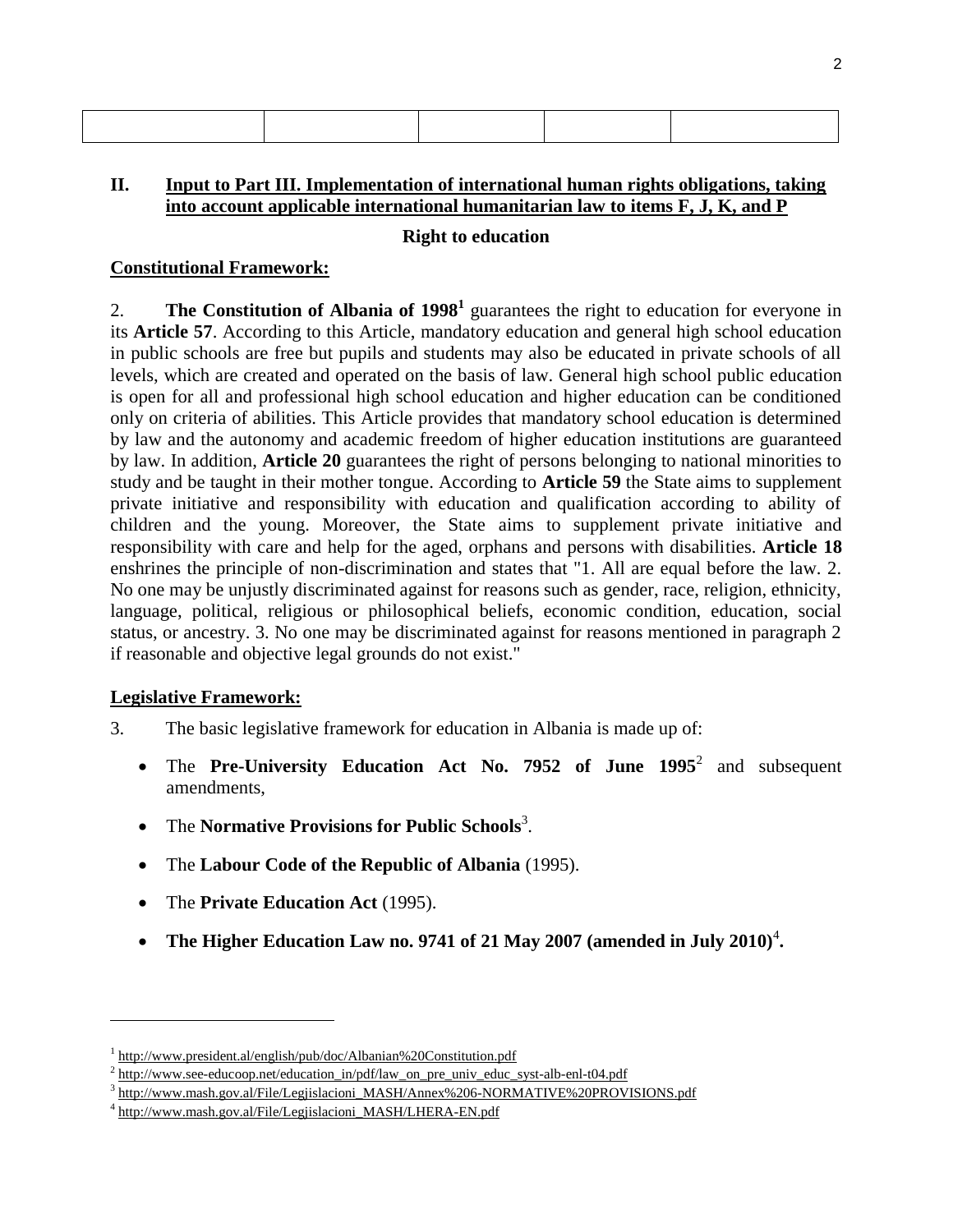| | | | | |
|---|---|---|---|---|
| | | | | |

## II. Input to Part III. Implementation of international human rights obligations, taking into account applicable international humanitarian law to items F, J, K, and P

### Right to education

**Constitutional Framework:**

2. **The Constitution of Albania of 1998**[1] guarantees the right to education for everyone in its **Article 57**. According to this Article, mandatory education and general high school education in public schools are free but pupils and students may also be educated in private schools of all levels, which are created and operated on the basis of law. General high school public education is open for all and professional high school education and higher education can be conditioned only on criteria of abilities. This Article provides that mandatory school education is determined by law and the autonomy and academic freedom of higher education institutions are guaranteed by law. In addition, **Article 20** guarantees the right of persons belonging to national minorities to study and be taught in their mother tongue. According to **Article 59** the State aims to supplement private initiative and responsibility with education and qualification according to ability of children and the young. Moreover, the State aims to supplement private initiative and responsibility with care and help for the aged, orphans and persons with disabilities. **Article 18** enshrines the principle of non-discrimination and states that "1. All are equal before the law. 2. No one may be unjustly discriminated against for reasons such as gender, race, religion, ethnicity, language, political, religious or philosophical beliefs, economic condition, education, social status, or ancestry. 3. No one may be discriminated against for reasons mentioned in paragraph 2 if reasonable and objective legal grounds do not exist."

**Legislative Framework:**

3. The basic legislative framework for education in Albania is made up of:

- The **Pre-University Education Act No. 7952 of June 1995**[2] and subsequent amendments,
- The **Normative Provisions for Public Schools**[3].
- The **Labour Code of the Republic of Albania** (1995).
- The **Private Education Act** (1995).
- **The Higher Education Law no. 9741 of 21 May 2007 (amended in July 2010)**[4]**.**

---

[1] http://www.president.al/english/pub/doc/Albanian%20Constitution.pdf

[2] http://www.see-educoop.net/education_in/pdf/law_on_pre_univ_educ_syst-alb-enl-t04.pdf

[3] http://www.mash.gov.al/File/Legjislacioni_MASH/Annex%206-NORMATIVE%20PROVISIONS.pdf

[4] http://www.mash.gov.al/File/Legjislacioni_MASH/LHERA-EN.pdf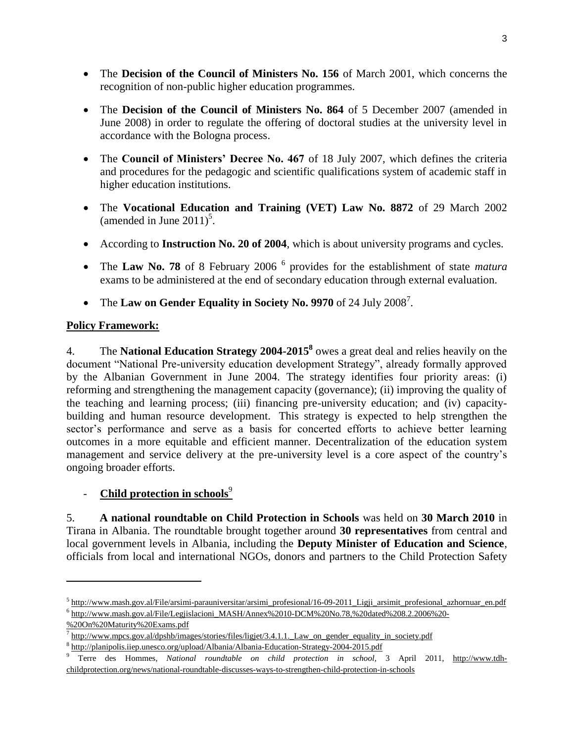- The **Decision of the Council of Ministers No. 156** of March 2001, which concerns the recognition of non-public higher education programmes.

- The **Decision of the Council of Ministers No. 864** of 5 December 2007 (amended in June 2008) in order to regulate the offering of doctoral studies at the university level in accordance with the Bologna process.

- The **Council of Ministers' Decree No. 467** of 18 July 2007, which defines the criteria and procedures for the pedagogic and scientific qualifications system of academic staff in higher education institutions.

- The **Vocational Education and Training (VET) Law No. 8872** of 29 March 2002 (amended in June 2011)[5].

- According to **Instruction No. 20 of 2004**, which is about university programs and cycles.

- The **Law No. 78** of 8 February 2006 [6] provides for the establishment of state *matura* exams to be administered at the end of secondary education through external evaluation.

- The **Law on Gender Equality in Society No. 9970** of 24 July 2008[7].

**Policy Framework:**

4. The **National Education Strategy 2004-2015[8]** owes a great deal and relies heavily on the document "National Pre-university education development Strategy", already formally approved by the Albanian Government in June 2004. The strategy identifies four priority areas: (i) reforming and strengthening the management capacity (governance); (ii) improving the quality of the teaching and learning process; (iii) financing pre-university education; and (iv) capacity-building and human resource development. This strategy is expected to help strengthen the sector's performance and serve as a basis for concerted efforts to achieve better learning outcomes in a more equitable and efficient manner. Decentralization of the education system management and service delivery at the pre-university level is a core aspect of the country's ongoing broader efforts.

- **Child protection in schools**[9]

5. **A national roundtable on Child Protection in Schools** was held on **30 March 2010** in Tirana in Albania. The roundtable brought together around **30 representatives** from central and local government levels in Albania, including the **Deputy Minister of Education and Science**, officials from local and international NGOs, donors and partners to the Child Protection Safety

---

[5] http://www.mash.gov.al/File/arsimi-parauniversitar/arsimi_profesional/16-09-2011_Ligji_arsimit_profesional_azhornuar_en.pdf

[6] http://www.mash.gov.al/File/Legjislacioni_MASH/Annex%2010-DCM%20No.78,%20dated%208.2.2006%20-%20On%20Maturity%20Exams.pdf

[7] http://www.mpcs.gov.al/dpshb/images/stories/files/ligjet/3.4.1.1._Law_on_gender_equality_in_society.pdf

[8] http://planipolis.iiep.unesco.org/upload/Albania/Albania-Education-Strategy-2004-2015.pdf

[9] Terre des Hommes, *National roundtable on child protection in school*, 3 April 2011, http://www.tdh-childprotection.org/news/national-roundtable-discusses-ways-to-strengthen-child-protection-in-schools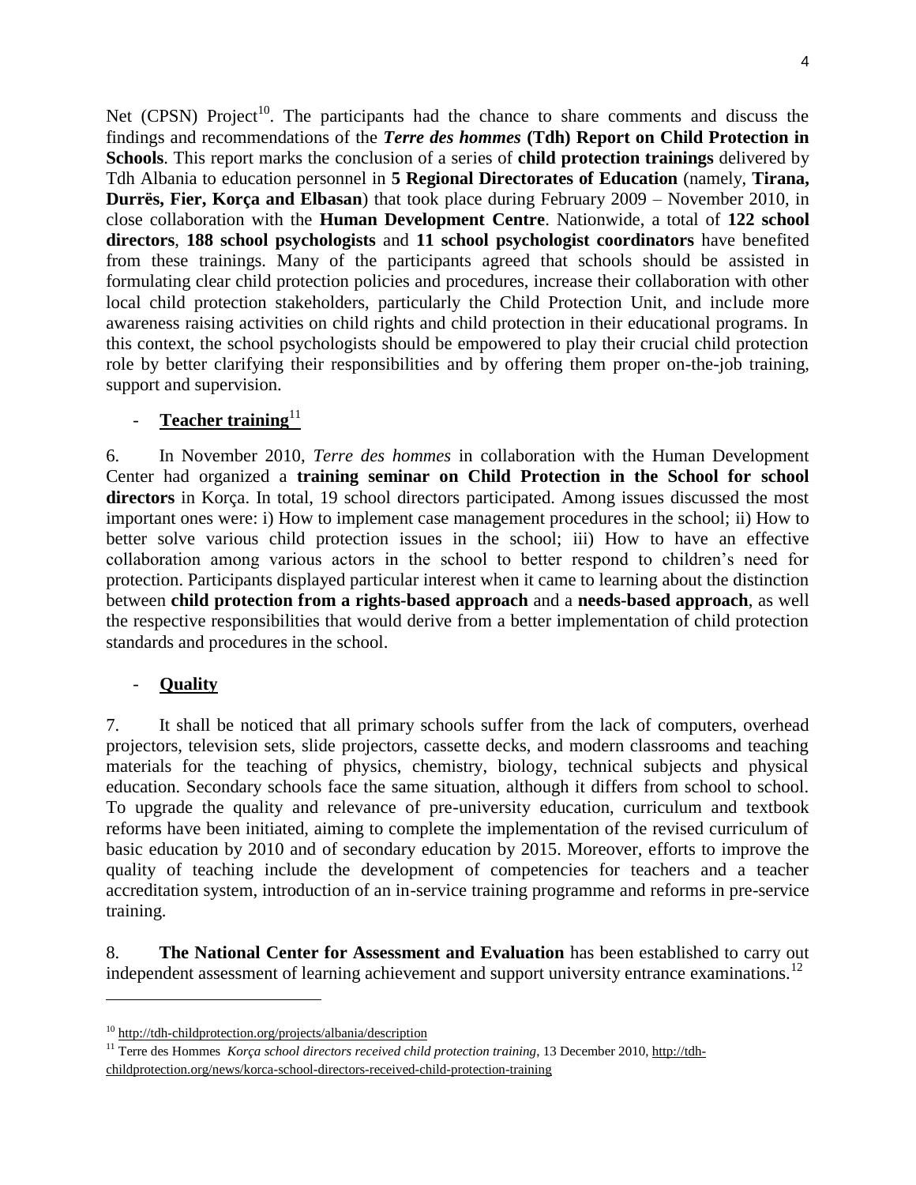Net (CPSN) Project[10]. The participants had the chance to share comments and discuss the findings and recommendations of the ***Terre des hommes* (Tdh) Report on Child Protection in Schools**. This report marks the conclusion of a series of **child protection trainings** delivered by Tdh Albania to education personnel in **5 Regional Directorates of Education** (namely, **Tirana, Durrës, Fier, Korça and Elbasan**) that took place during February 2009 – November 2010, in close collaboration with the **Human Development Centre**. Nationwide, a total of **122 school directors**, **188 school psychologists** and **11 school psychologist coordinators** have benefited from these trainings. Many of the participants agreed that schools should be assisted in formulating clear child protection policies and procedures, increase their collaboration with other local child protection stakeholders, particularly the Child Protection Unit, and include more awareness raising activities on child rights and child protection in their educational programs. In this context, the school psychologists should be empowered to play their crucial child protection role by better clarifying their responsibilities and by offering them proper on-the-job training, support and supervision.

- **Teacher training**[11]

6. In November 2010, *Terre des hommes* in collaboration with the Human Development Center had organized a **training seminar on Child Protection in the School for school directors** in Korça. In total, 19 school directors participated. Among issues discussed the most important ones were: i) How to implement case management procedures in the school; ii) How to better solve various child protection issues in the school; iii) How to have an effective collaboration among various actors in the school to better respond to children's need for protection. Participants displayed particular interest when it came to learning about the distinction between **child protection from a rights-based approach** and a **needs-based approach**, as well the respective responsibilities that would derive from a better implementation of child protection standards and procedures in the school.

- **Quality**

7. It shall be noticed that all primary schools suffer from the lack of computers, overhead projectors, television sets, slide projectors, cassette decks, and modern classrooms and teaching materials for the teaching of physics, chemistry, biology, technical subjects and physical education. Secondary schools face the same situation, although it differs from school to school. To upgrade the quality and relevance of pre-university education, curriculum and textbook reforms have been initiated, aiming to complete the implementation of the revised curriculum of basic education by 2010 and of secondary education by 2015. Moreover, efforts to improve the quality of teaching include the development of competencies for teachers and a teacher accreditation system, introduction of an in-service training programme and reforms in pre-service training.

8. **The National Center for Assessment and Evaluation** has been established to carry out independent assessment of learning achievement and support university entrance examinations.[12]

---

[10] http://tdh-childprotection.org/projects/albania/description

[11] Terre des Hommes *Korça school directors received child protection training*, 13 December 2010, http://tdh-childprotection.org/news/korca-school-directors-received-child-protection-training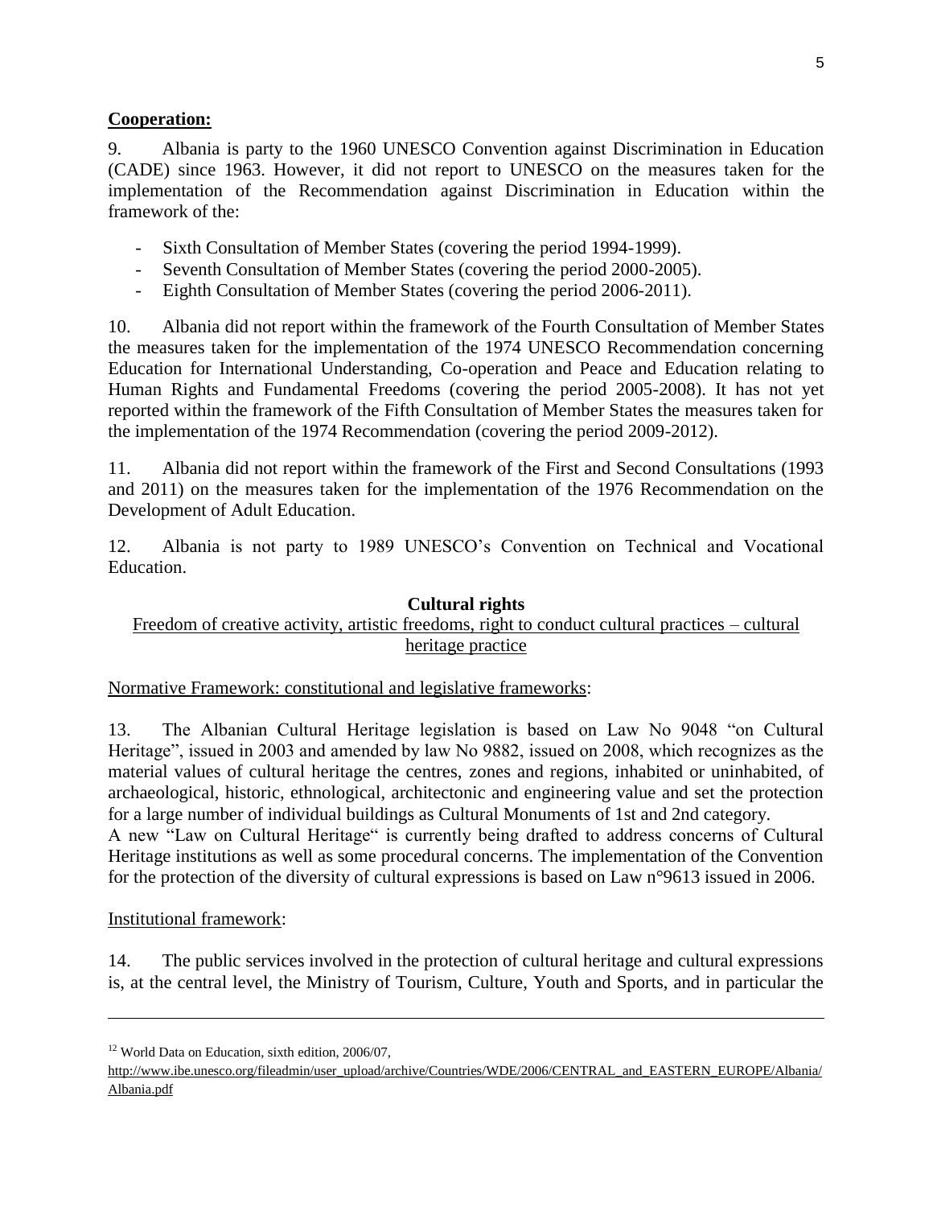**Cooperation:**

9. Albania is party to the 1960 UNESCO Convention against Discrimination in Education (CADE) since 1963. However, it did not report to UNESCO on the measures taken for the implementation of the Recommendation against Discrimination in Education within the framework of the:

- Sixth Consultation of Member States (covering the period 1994-1999).
- Seventh Consultation of Member States (covering the period 2000-2005).
- Eighth Consultation of Member States (covering the period 2006-2011).

10. Albania did not report within the framework of the Fourth Consultation of Member States the measures taken for the implementation of the 1974 UNESCO Recommendation concerning Education for International Understanding, Co-operation and Peace and Education relating to Human Rights and Fundamental Freedoms (covering the period 2005-2008). It has not yet reported within the framework of the Fifth Consultation of Member States the measures taken for the implementation of the 1974 Recommendation (covering the period 2009-2012).

11. Albania did not report within the framework of the First and Second Consultations (1993 and 2011) on the measures taken for the implementation of the 1976 Recommendation on the Development of Adult Education.

12. Albania is not party to 1989 UNESCO's Convention on Technical and Vocational Education.

## Cultural rights

Freedom of creative activity, artistic freedoms, right to conduct cultural practices – cultural heritage practice

Normative Framework: constitutional and legislative frameworks:

13. The Albanian Cultural Heritage legislation is based on Law No 9048 "on Cultural Heritage", issued in 2003 and amended by law No 9882, issued on 2008, which recognizes as the material values of cultural heritage the centres, zones and regions, inhabited or uninhabited, of archaeological, historic, ethnological, architectonic and engineering value and set the protection for a large number of individual buildings as Cultural Monuments of 1st and 2nd category.
A new "Law on Cultural Heritage" is currently being drafted to address concerns of Cultural Heritage institutions as well as some procedural concerns. The implementation of the Convention for the protection of the diversity of cultural expressions is based on Law n°9613 issued in 2006.

Institutional framework:

14. The public services involved in the protection of cultural heritage and cultural expressions is, at the central level, the Ministry of Tourism, Culture, Youth and Sports, and in particular the

---

[12] World Data on Education, sixth edition, 2006/07, http://www.ibe.unesco.org/fileadmin/user_upload/archive/Countries/WDE/2006/CENTRAL_and_EASTERN_EUROPE/Albania/Albania.pdf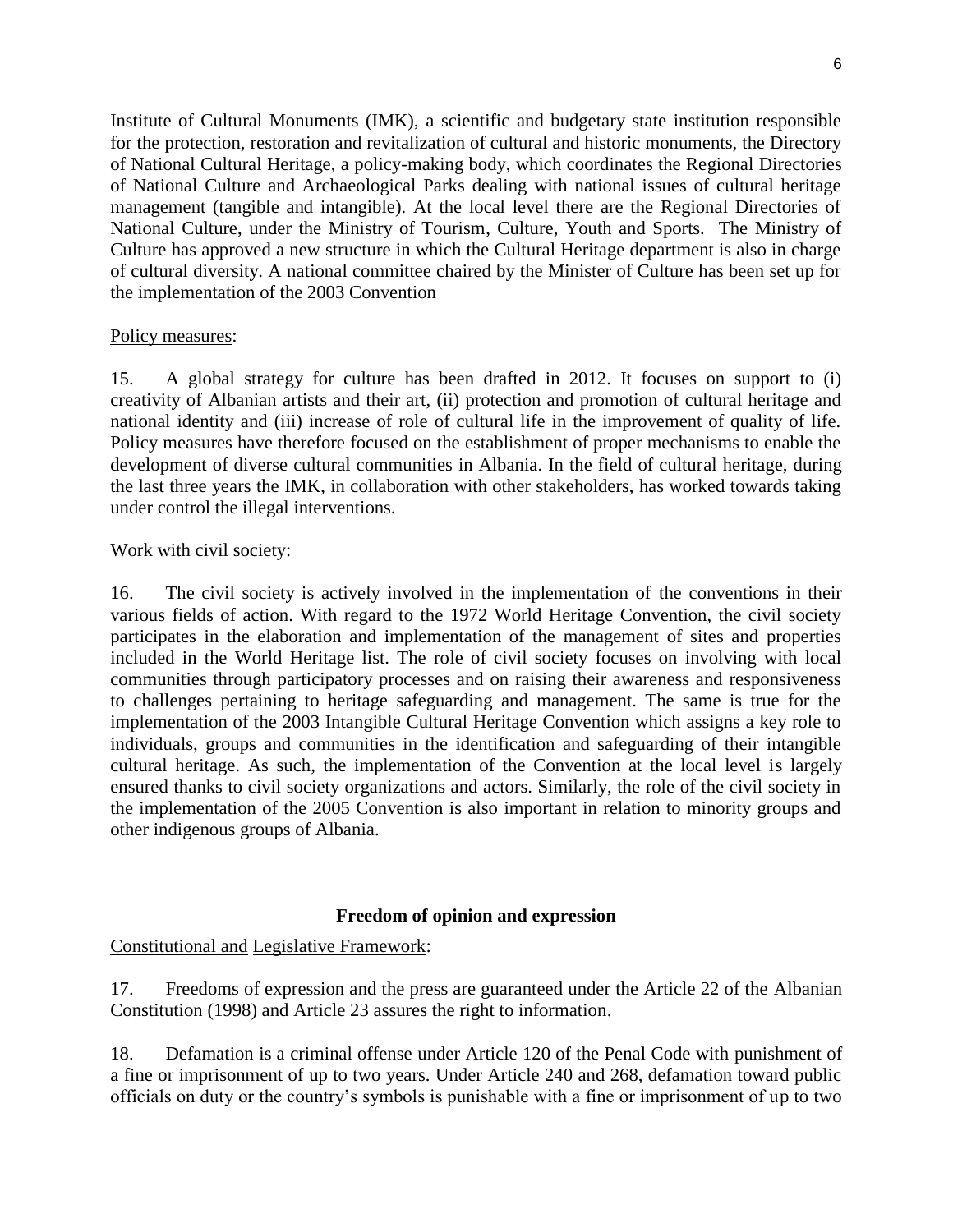Institute of Cultural Monuments (IMK), a scientific and budgetary state institution responsible for the protection, restoration and revitalization of cultural and historic monuments, the Directory of National Cultural Heritage, a policy-making body, which coordinates the Regional Directories of National Culture and Archaeological Parks dealing with national issues of cultural heritage management (tangible and intangible). At the local level there are the Regional Directories of National Culture, under the Ministry of Tourism, Culture, Youth and Sports. The Ministry of Culture has approved a new structure in which the Cultural Heritage department is also in charge of cultural diversity. A national committee chaired by the Minister of Culture has been set up for the implementation of the 2003 Convention

Policy measures:

15. A global strategy for culture has been drafted in 2012. It focuses on support to (i) creativity of Albanian artists and their art, (ii) protection and promotion of cultural heritage and national identity and (iii) increase of role of cultural life in the improvement of quality of life. Policy measures have therefore focused on the establishment of proper mechanisms to enable the development of diverse cultural communities in Albania. In the field of cultural heritage, during the last three years the IMK, in collaboration with other stakeholders, has worked towards taking under control the illegal interventions.

Work with civil society:

16. The civil society is actively involved in the implementation of the conventions in their various fields of action. With regard to the 1972 World Heritage Convention, the civil society participates in the elaboration and implementation of the management of sites and properties included in the World Heritage list. The role of civil society focuses on involving with local communities through participatory processes and on raising their awareness and responsiveness to challenges pertaining to heritage safeguarding and management. The same is true for the implementation of the 2003 Intangible Cultural Heritage Convention which assigns a key role to individuals, groups and communities in the identification and safeguarding of their intangible cultural heritage. As such, the implementation of the Convention at the local level is largely ensured thanks to civil society organizations and actors. Similarly, the role of the civil society in the implementation of the 2005 Convention is also important in relation to minority groups and other indigenous groups of Albania.

**Freedom of opinion and expression**

Constitutional and Legislative Framework:

17. Freedoms of expression and the press are guaranteed under the Article 22 of the Albanian Constitution (1998) and Article 23 assures the right to information.

18. Defamation is a criminal offense under Article 120 of the Penal Code with punishment of a fine or imprisonment of up to two years. Under Article 240 and 268, defamation toward public officials on duty or the country's symbols is punishable with a fine or imprisonment of up to two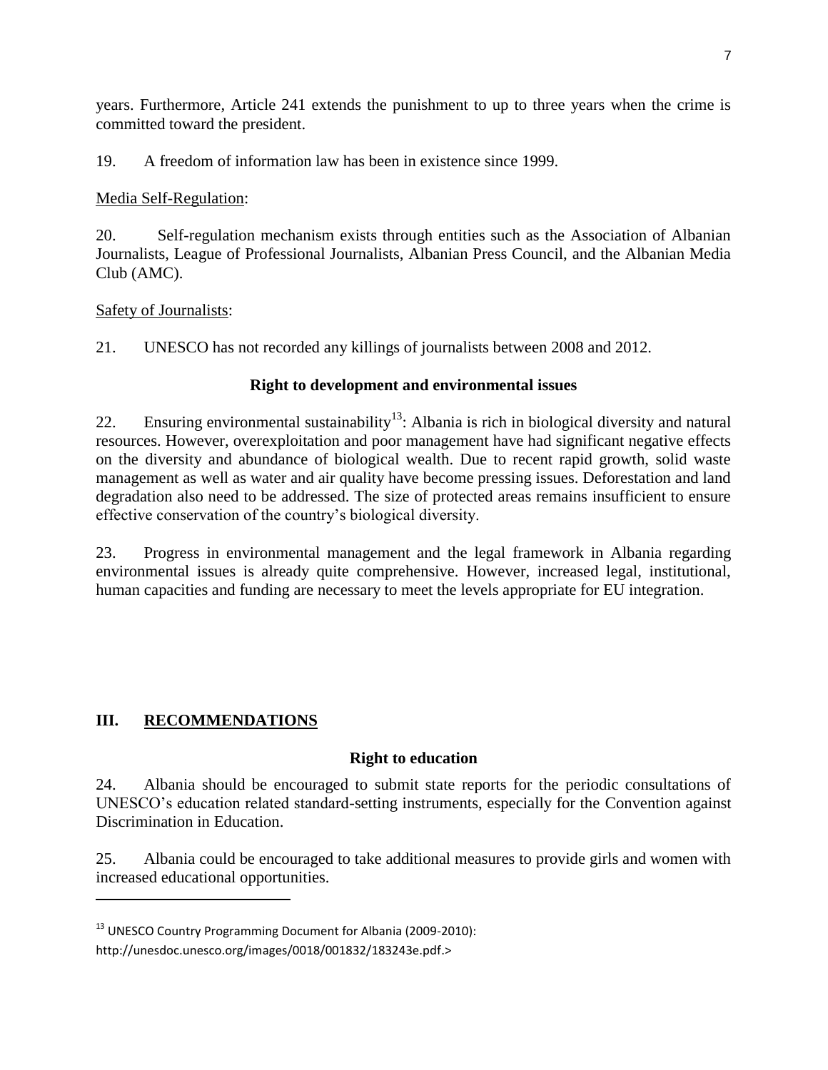years. Furthermore, Article 241 extends the punishment to up to three years when the crime is committed toward the president.

19. A freedom of information law has been in existence since 1999.

Media Self-Regulation:

20. Self-regulation mechanism exists through entities such as the Association of Albanian Journalists, League of Professional Journalists, Albanian Press Council, and the Albanian Media Club (AMC).

Safety of Journalists:

21. UNESCO has not recorded any killings of journalists between 2008 and 2012.

### Right to development and environmental issues

22. Ensuring environmental sustainability[13]: Albania is rich in biological diversity and natural resources. However, overexploitation and poor management have had significant negative effects on the diversity and abundance of biological wealth. Due to recent rapid growth, solid waste management as well as water and air quality have become pressing issues. Deforestation and land degradation also need to be addressed. The size of protected areas remains insufficient to ensure effective conservation of the country's biological diversity.

23. Progress in environmental management and the legal framework in Albania regarding environmental issues is already quite comprehensive. However, increased legal, institutional, human capacities and funding are necessary to meet the levels appropriate for EU integration.

## III. RECOMMENDATIONS

### Right to education

24. Albania should be encouraged to submit state reports for the periodic consultations of UNESCO's education related standard-setting instruments, especially for the Convention against Discrimination in Education.

25. Albania could be encouraged to take additional measures to provide girls and women with increased educational opportunities.

---

[13] UNESCO Country Programming Document for Albania (2009-2010): http://unesdoc.unesco.org/images/0018/001832/183243e.pdf.>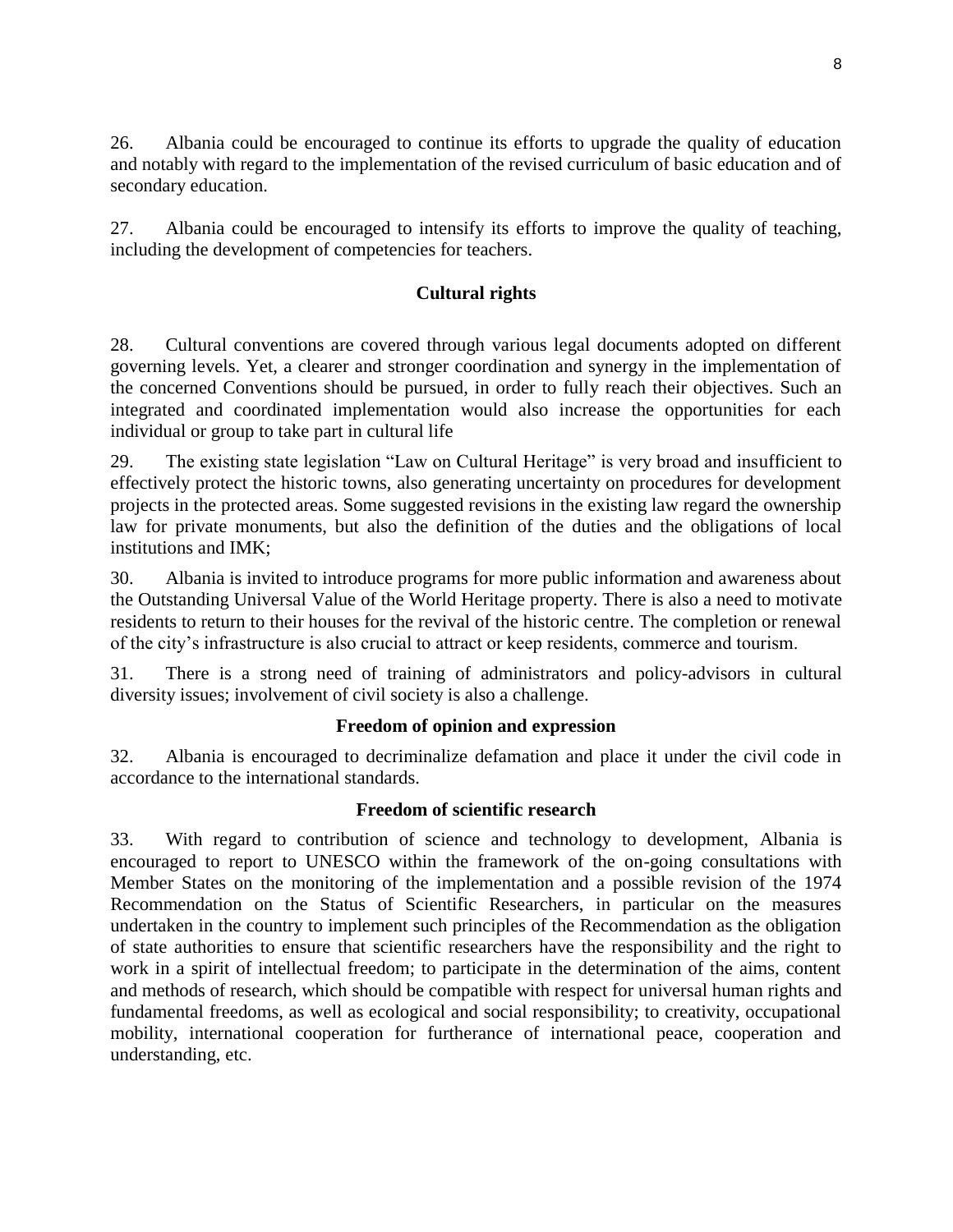26. Albania could be encouraged to continue its efforts to upgrade the quality of education and notably with regard to the implementation of the revised curriculum of basic education and of secondary education.

27. Albania could be encouraged to intensify its efforts to improve the quality of teaching, including the development of competencies for teachers.

### Cultural rights

28. Cultural conventions are covered through various legal documents adopted on different governing levels. Yet, a clearer and stronger coordination and synergy in the implementation of the concerned Conventions should be pursued, in order to fully reach their objectives. Such an integrated and coordinated implementation would also increase the opportunities for each individual or group to take part in cultural life

29. The existing state legislation "Law on Cultural Heritage" is very broad and insufficient to effectively protect the historic towns, also generating uncertainty on procedures for development projects in the protected areas. Some suggested revisions in the existing law regard the ownership law for private monuments, but also the definition of the duties and the obligations of local institutions and IMK;

30. Albania is invited to introduce programs for more public information and awareness about the Outstanding Universal Value of the World Heritage property. There is also a need to motivate residents to return to their houses for the revival of the historic centre. The completion or renewal of the city's infrastructure is also crucial to attract or keep residents, commerce and tourism.

31. There is a strong need of training of administrators and policy-advisors in cultural diversity issues; involvement of civil society is also a challenge.

### Freedom of opinion and expression

32. Albania is encouraged to decriminalize defamation and place it under the civil code in accordance to the international standards.

### Freedom of scientific research

33. With regard to contribution of science and technology to development, Albania is encouraged to report to UNESCO within the framework of the on-going consultations with Member States on the monitoring of the implementation and a possible revision of the 1974 Recommendation on the Status of Scientific Researchers, in particular on the measures undertaken in the country to implement such principles of the Recommendation as the obligation of state authorities to ensure that scientific researchers have the responsibility and the right to work in a spirit of intellectual freedom; to participate in the determination of the aims, content and methods of research, which should be compatible with respect for universal human rights and fundamental freedoms, as well as ecological and social responsibility; to creativity, occupational mobility, international cooperation for furtherance of international peace, cooperation and understanding, etc.